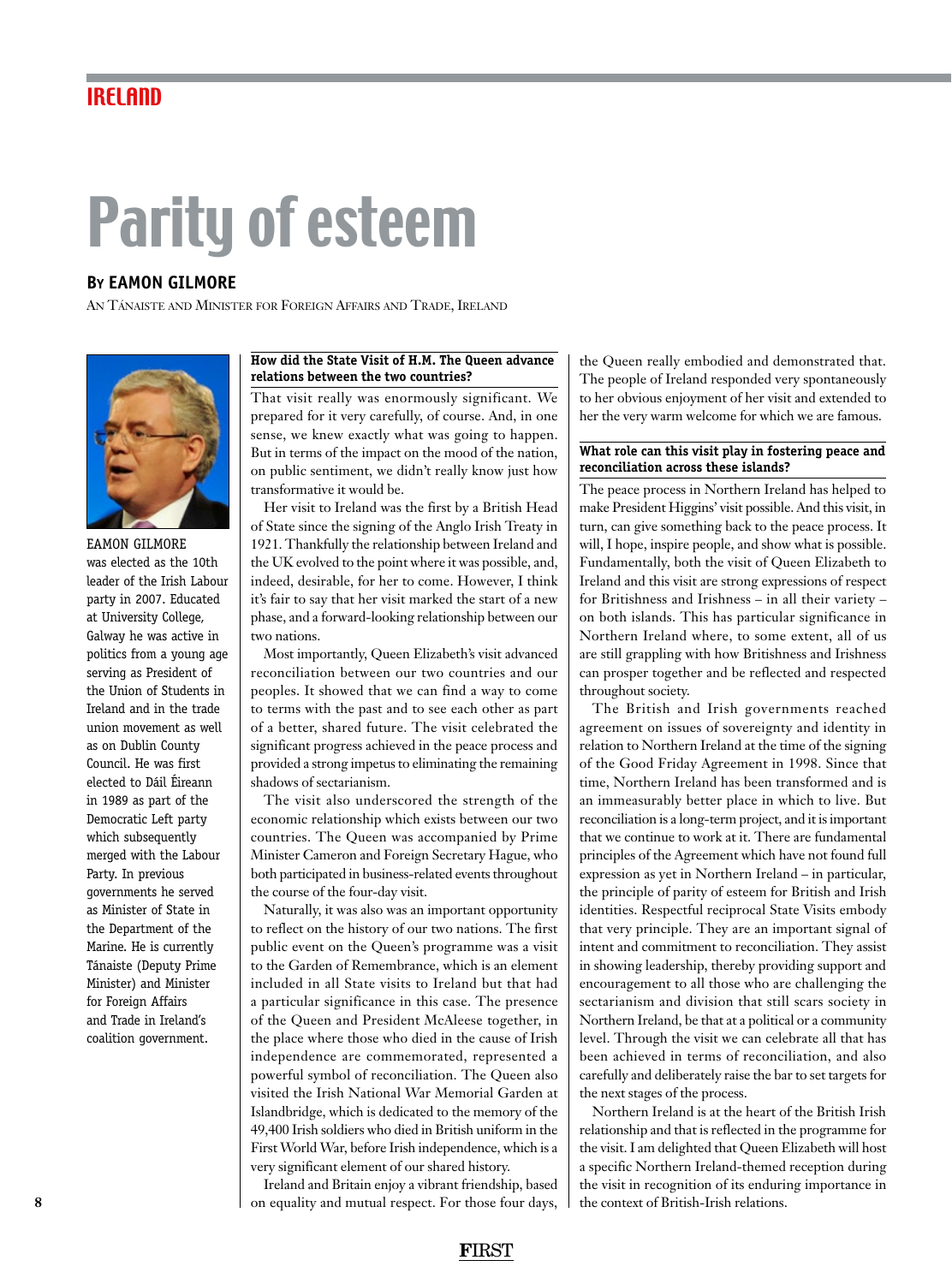# Parity of esteem

**By EAMON GILMORE**

An Tánaiste and Minister for Foreign Affairs and Trade, Ireland

EAMON GILMORE was elected as the 10th leader of the Irish Labour party in 2007. Educated at University College, Galway he was active in politics from a young age serving as President of the Union of Students in Ireland and in the trade union movement as well as on Dublin County Council. He was first elected to Dáil Éireann in 1989 as part of the Democratic Left party which subsequently merged with the Labour Party. In previous governments he served as Minister of State in the Department of the Marine. He is currently Tánaiste (Deputy Prime Minister) and Minister for Foreign Affairs and Trade in Ireland's coalition government.

**How did the State Visit of H.M. The Queen advance relations between the two countries?**

That visit really was enormously significant. We prepared for it very carefully, of course. And, in one sense, we knew exactly what was going to happen. But in terms of the impact on the mood of the nation, on public sentiment, we didn't really know just how transformative it would be.

Her visit to Ireland was the first by a British Head of State since the signing of the Anglo Irish Treaty in 1921. Thankfully the relationship between Ireland and the UK evolved to the point where it was possible, and, indeed, desirable, for her to come. However, I think it's fair to say that her visit marked the start of a new phase, and a forward-looking relationship between our two nations.

Most importantly, Queen Elizabeth's visit advanced reconciliation between our two countries and our peoples. It showed that we can find a way to come to terms with the past and to see each other as part of a better, shared future. The visit celebrated the significant progress achieved in the peace process and provided a strong impetus to eliminating the remaining shadows of sectarianism.

The visit also underscored the strength of the economic relationship which exists between our two countries. The Queen was accompanied by Prime Minister Cameron and Foreign Secretary Hague, who both participated in business-related events throughout the course of the four-day visit.

Naturally, it was also an important opportunity to reflect on the history of our two nations. The first public event on the Queen's programme was a visit to the Garden of Remembrance, which is an element included in all State visits to Ireland but that had a particular significance in this case. The presence of the Queen and President McAleese together, in the place where those who died in the cause of Irish independence are commemorated, represented a powerful symbol of reconciliation. The Queen also visited the Irish National War Memorial Garden at Islandbridge, which is dedicated to the memory of the 49,400 Irish soldiers who died in British uniform in the First World War, before Irish independence, which is a very significant element of our shared history.

Ireland and Britain enjoy a vibrant friendship, based on equality and mutual respect. For those four days, the Queen really embodied and demonstrated that. The people of Ireland responded very spontaneously to her obvious enjoyment of her visit and extended to her the very warm welcome for which we are famous.

**What role can this visit play in fostering peace and reconciliation across these islands?**

The peace process in Northern Ireland has helped to make President Higgins' visit possible. And this visit, in turn, can give something back to the peace process. It will, I hope, inspire people, and show what is possible. Fundamentally, both the visit of Queen Elizabeth to Ireland and this visit are strong expressions of respect for Britishness and Irishness – in all their variety – on both islands. This has particular significance in Northern Ireland where, to some extent, all of us are still grappling with how Britishness and Irishness can prosper together and be reflected and respected throughout society.

The British and Irish governments reached agreement on issues of sovereignty and identity in relation to Northern Ireland at the time of the signing of the Good Friday Agreement in 1998. Since that time, Northern Ireland has been transformed and is an immeasurably better place in which to live. But reconciliation is a long-term project, and it is important that we continue to work at it. There are fundamental principles of the Agreement which have not found full expression as yet in Northern Ireland – in particular, the principle of parity of esteem for British and Irish identities. Respectful reciprocal State Visits embody that very principle. They are an important signal of intent and commitment to reconciliation. They assist in showing leadership, thereby providing support and encouragement to all those who are challenging the sectarianism and division that still scars society in Northern Ireland, be that at a political or a community level. Through the visit we can celebrate all that has been achieved in terms of reconciliation, and also carefully and deliberately raise the bar to set targets for the next stages of the process.

Northern Ireland is at the heart of the British Irish relationship and that is reflected in the programme for the visit. I am delighted that Queen Elizabeth will host a specific Northern Ireland-themed reception during the visit in recognition of its enduring importance in the context of British-Irish relations.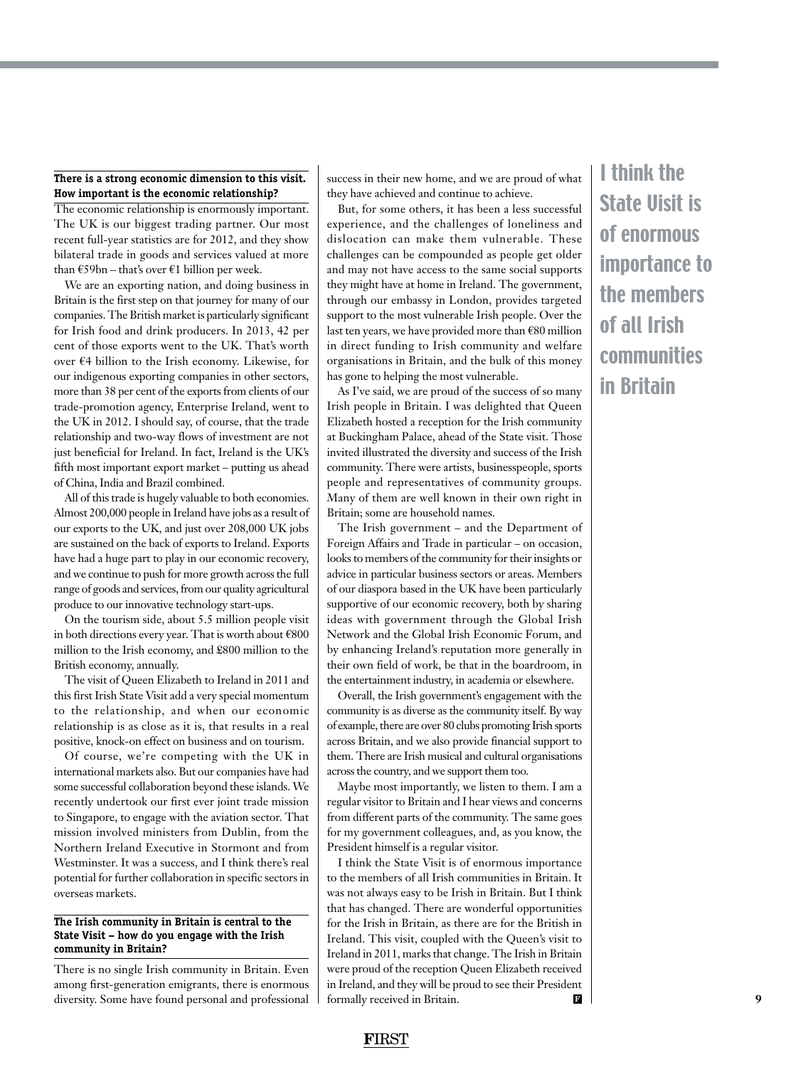**There is a strong economic dimension to this visit. How important is the economic relationship?**

The economic relationship is enormously important. The UK is our biggest trading partner. Our most recent full-year statistics are for 2012, and they show bilateral trade in goods and services valued at more than €59bn – that's over €1 billion per week.

We are an exporting nation, and doing business in Britain is the first step on that journey for many of our companies. The British market is particularly significant for Irish food and drink producers. In 2013, 42 per cent of those exports went to the UK. That's worth over €4 billion to the Irish economy. Likewise, for our indigenous exporting companies in other sectors, more than 38 per cent of the exports from clients of our trade-promotion agency, Enterprise Ireland, went to the UK in 2012. I should say, of course, that the trade relationship and two-way flows of investment are not just beneficial for Ireland. In fact, Ireland is the UK's fifth most important export market – putting us ahead of China, India and Brazil combined.

All of this trade is hugely valuable to both economies. Almost 200,000 people in Ireland have jobs as a result of our exports to the UK, and just over 208,000 UK jobs are sustained on the back of exports to Ireland. Exports have had a huge part to play in our economic recovery, and we continue to push for more growth across the full range of goods and services, from our quality agricultural produce to our innovative technology start-ups.

On the tourism side, about 5.5 million people visit in both directions every year. That is worth about €800 million to the Irish economy, and £800 million to the British economy, annually.

The visit of Queen Elizabeth to Ireland in 2011 and this first Irish State Visit add a very special momentum to the relationship, and when our economic relationship is as close as it is, that results in a real positive, knock-on effect on business and on tourism.

Of course, we're competing with the UK in international markets also. But our companies have had some successful collaboration beyond these islands. We recently undertook our first ever joint trade mission to Singapore, to engage with the aviation sector. That mission involved ministers from Dublin, from the Northern Ireland Executive in Stormont and from Westminster. It was a success, and I think there's real potential for further collaboration in specific sectors in overseas markets.

**The Irish community in Britain is central to the State Visit – how do you engage with the Irish community in Britain?**

There is no single Irish community in Britain. Even among first-generation emigrants, there is enormous diversity. Some have found personal and professional success in their new home, and we are proud of what they have achieved and continue to achieve.

But, for some others, it has been a less successful experience, and the challenges of loneliness and dislocation can make them vulnerable. These challenges can be compounded as people get older and may not have access to the same social supports they might have at home in Ireland. The government, through our embassy in London, provides targeted support to the most vulnerable Irish people. Over the last ten years, we have provided more than €80 million in direct funding to Irish community and welfare organisations in Britain, and the bulk of this money has gone to helping the most vulnerable.

As I've said, we are proud of the success of so many Irish people in Britain. I was delighted that Queen Elizabeth hosted a reception for the Irish community at Buckingham Palace, ahead of the State visit. Those invited illustrated the diversity and success of the Irish community. There were artists, businesspeople, sports people and representatives of community groups. Many of them are well known in their own right in Britain; some are household names.

The Irish government – and the Department of Foreign Affairs and Trade in particular – on occasion, looks to members of the community for their insights or advice in particular business sectors or areas. Members of our diaspora based in the UK have been particularly supportive of our economic recovery, both by sharing ideas with government through the Global Irish Network and the Global Irish Economic Forum, and by enhancing Ireland's reputation more generally in their own field of work, be that in the boardroom, in the entertainment industry, in academia or elsewhere.

Overall, the Irish government's engagement with the community is as diverse as the community itself. By way of example, there are over 80 clubs promoting Irish sports across Britain, and we also provide financial support to them. There are Irish musical and cultural organisations across the country, and we support them too.

Maybe most importantly, we listen to them. I am a regular visitor to Britain and I hear views and concerns from different parts of the community. The same goes for my government colleagues, and, as you know, the President himself is a regular visitor.

I think the State Visit is of enormous importance to the members of all Irish communities in Britain. It was not always easy to be Irish in Britain. But I think that has changed. There are wonderful opportunities for the Irish in Britain, as there are for the British in Ireland. This visit, coupled with the Queen's visit to Ireland in 2011, marks that change. The Irish in Britain were proud of the reception Queen Elizabeth received in Ireland, and they will be proud to see their President formally received in Britain.

> **I think the State Visit is of enormous importance to the members of all Irish communities in Britain**